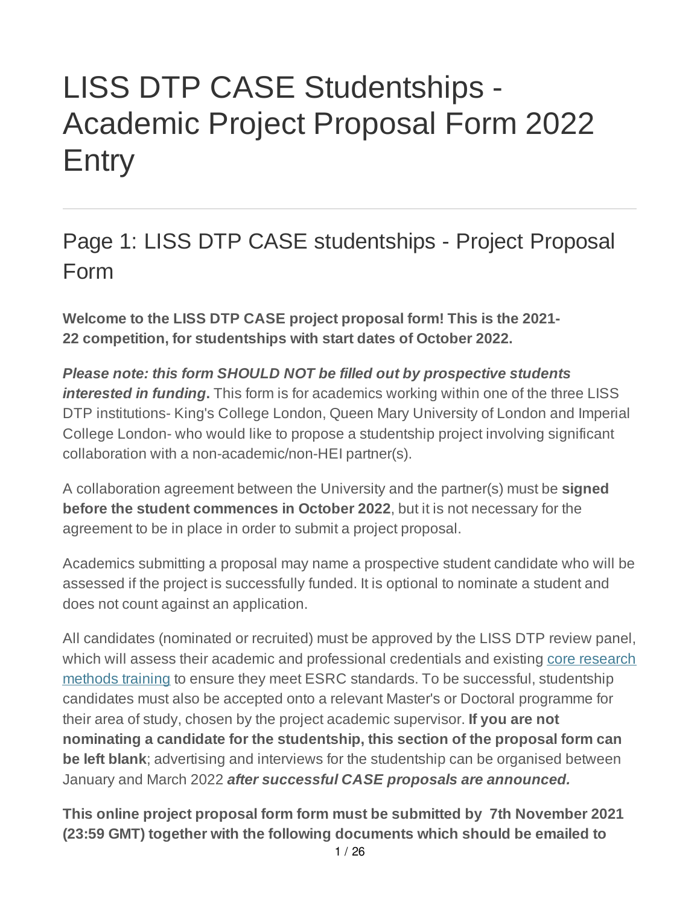# LISS DTP CASE Studentships - Academic Project Proposal Form 2022 Entry

## Page 1: LISS DTP CASE studentships - Project Proposal Form

**Welcome to the LISS DTP CASE project proposal form! This is the 2021-22 competition, for studentships with start dates of October 2022.**

***Please note: this form SHOULD NOT be filled out by prospective students interested in funding*.** This form is for academics working within one of the three LISS DTP institutions- King's College London, Queen Mary University of London and Imperial College London- who would like to propose a studentship project involving significant collaboration with a non-academic/non-HEI partner(s).

A collaboration agreement between the University and the partner(s) must be **signed before the student commences in October 2022**, but it is not necessary for the agreement to be in place in order to submit a project proposal.

Academics submitting a proposal may name a prospective student candidate who will be assessed if the project is successfully funded. It is optional to nominate a student and does not count against an application.

All candidates (nominated or recruited) must be approved by the LISS DTP review panel, which will assess their academic and professional credentials and existing core research methods training to ensure they meet ESRC standards. To be successful, studentship candidates must also be accepted onto a relevant Master's or Doctoral programme for their area of study, chosen by the project academic supervisor. **If you are not nominating a candidate for the studentship, this section of the proposal form can be left blank**; advertising and interviews for the studentship can be organised between January and March 2022 ***after successful CASE proposals are announced.***

**This online project proposal form form must be submitted by 7th November 2021 (23:59 GMT) together with the following documents which should be emailed to**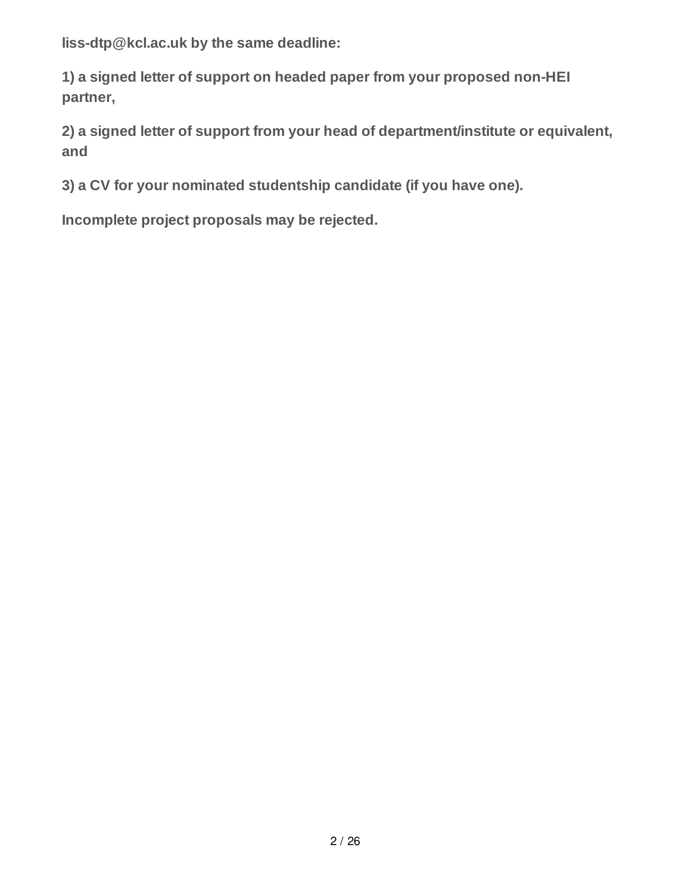**liss-dtp@kcl.ac.uk by the same deadline:**

**1) a signed letter of support on headed paper from your proposed non-HEI partner,**

**2) a signed letter of support from your head of department/institute or equivalent, and**

**3) a CV for your nominated studentship candidate (if you have one).**

**Incomplete project proposals may be rejected.**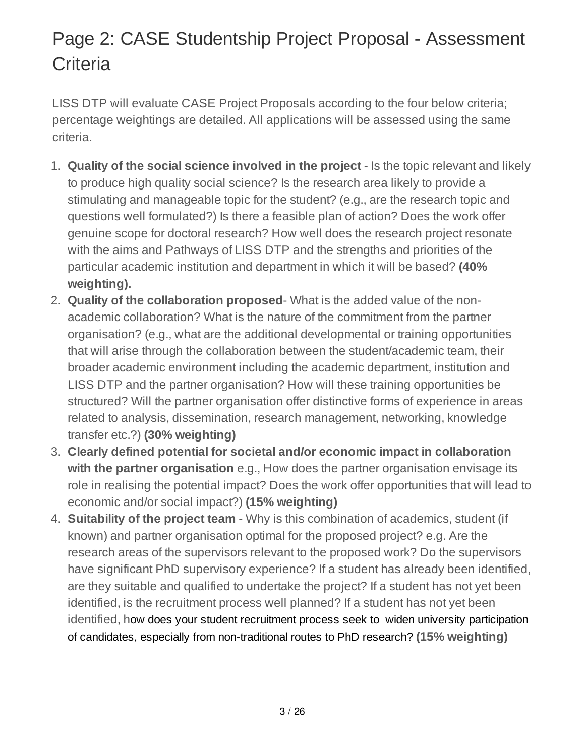# Page 2: CASE Studentship Project Proposal - Assessment Criteria

LISS DTP will evaluate CASE Project Proposals according to the four below criteria; percentage weightings are detailed. All applications will be assessed using the same criteria.

1. **Quality of the social science involved in the project** - Is the topic relevant and likely to produce high quality social science? Is the research area likely to provide a stimulating and manageable topic for the student? (e.g., are the research topic and questions well formulated?) Is there a feasible plan of action? Does the work offer genuine scope for doctoral research? How well does the research project resonate with the aims and Pathways of LISS DTP and the strengths and priorities of the particular academic institution and department in which it will be based? **(40% weighting).**
2. **Quality of the collaboration proposed**- What is the added value of the non-academic collaboration? What is the nature of the commitment from the partner organisation? (e.g., what are the additional developmental or training opportunities that will arise through the collaboration between the student/academic team, their broader academic environment including the academic department, institution and LISS DTP and the partner organisation? How will these training opportunities be structured? Will the partner organisation offer distinctive forms of experience in areas related to analysis, dissemination, research management, networking, knowledge transfer etc.?) **(30% weighting)**
3. **Clearly defined potential for societal and/or economic impact in collaboration with the partner organisation** e.g., How does the partner organisation envisage its role in realising the potential impact? Does the work offer opportunities that will lead to economic and/or social impact?) **(15% weighting)**
4. **Suitability of the project team** - Why is this combination of academics, student (if known) and partner organisation optimal for the proposed project? e.g. Are the research areas of the supervisors relevant to the proposed work? Do the supervisors have significant PhD supervisory experience? If a student has already been identified, are they suitable and qualified to undertake the project? If a student has not yet been identified, is the recruitment process well planned? If a student has not yet been identified, how does your student recruitment process seek to widen university participation of candidates, especially from non-traditional routes to PhD research? **(15% weighting)**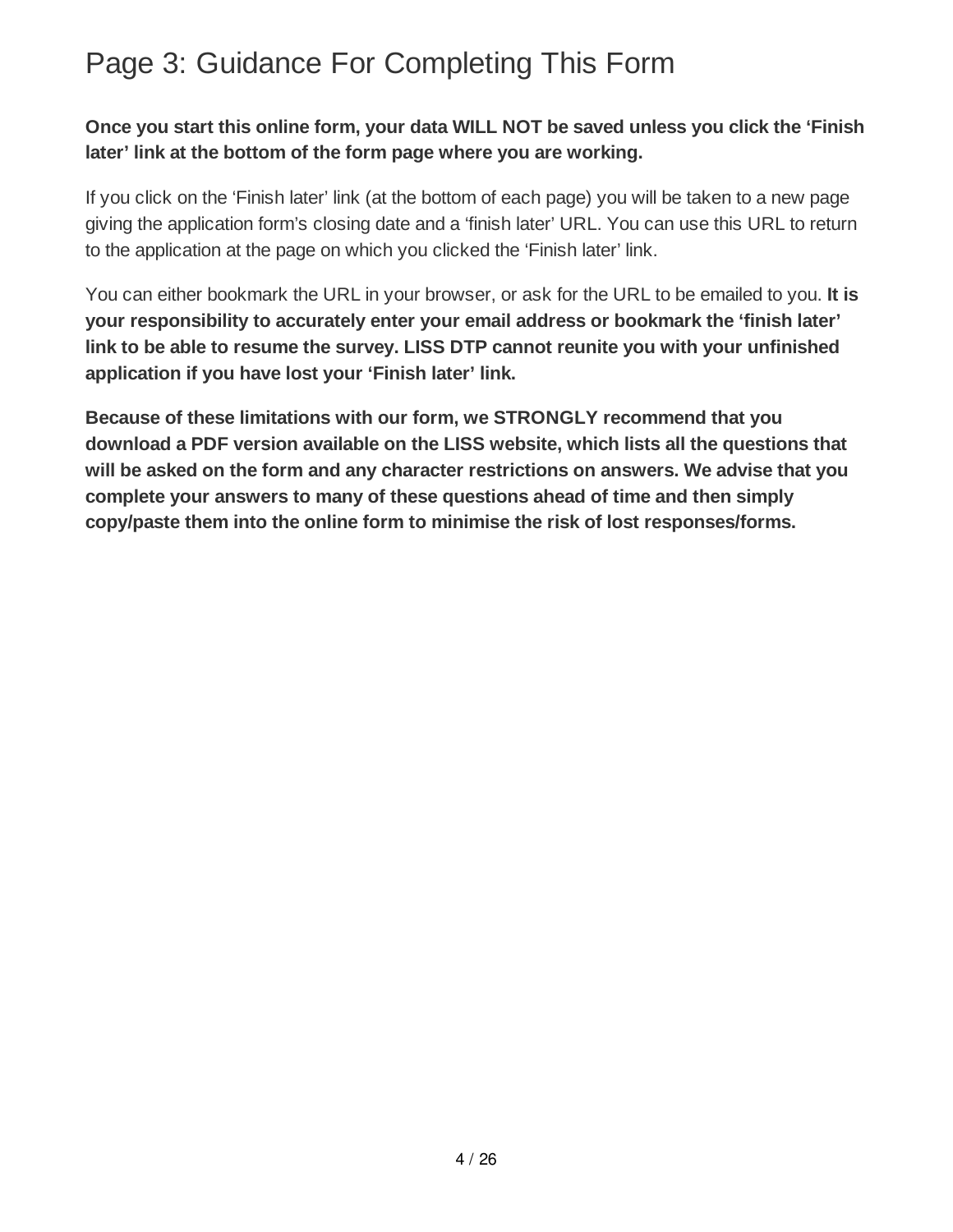# Page 3: Guidance For Completing This Form

**Once you start this online form, your data WILL NOT be saved unless you click the 'Finish later' link at the bottom of the form page where you are working.**

If you click on the 'Finish later' link (at the bottom of each page) you will be taken to a new page giving the application form's closing date and a 'finish later' URL. You can use this URL to return to the application at the page on which you clicked the 'Finish later' link.

You can either bookmark the URL in your browser, or ask for the URL to be emailed to you. **It is your responsibility to accurately enter your email address or bookmark the 'finish later' link to be able to resume the survey. LISS DTP cannot reunite you with your unfinished application if you have lost your 'Finish later' link.**

**Because of these limitations with our form, we STRONGLY recommend that you download a PDF version available on the LISS website, which lists all the questions that will be asked on the form and any character restrictions on answers. We advise that you complete your answers to many of these questions ahead of time and then simply copy/paste them into the online form to minimise the risk of lost responses/forms.**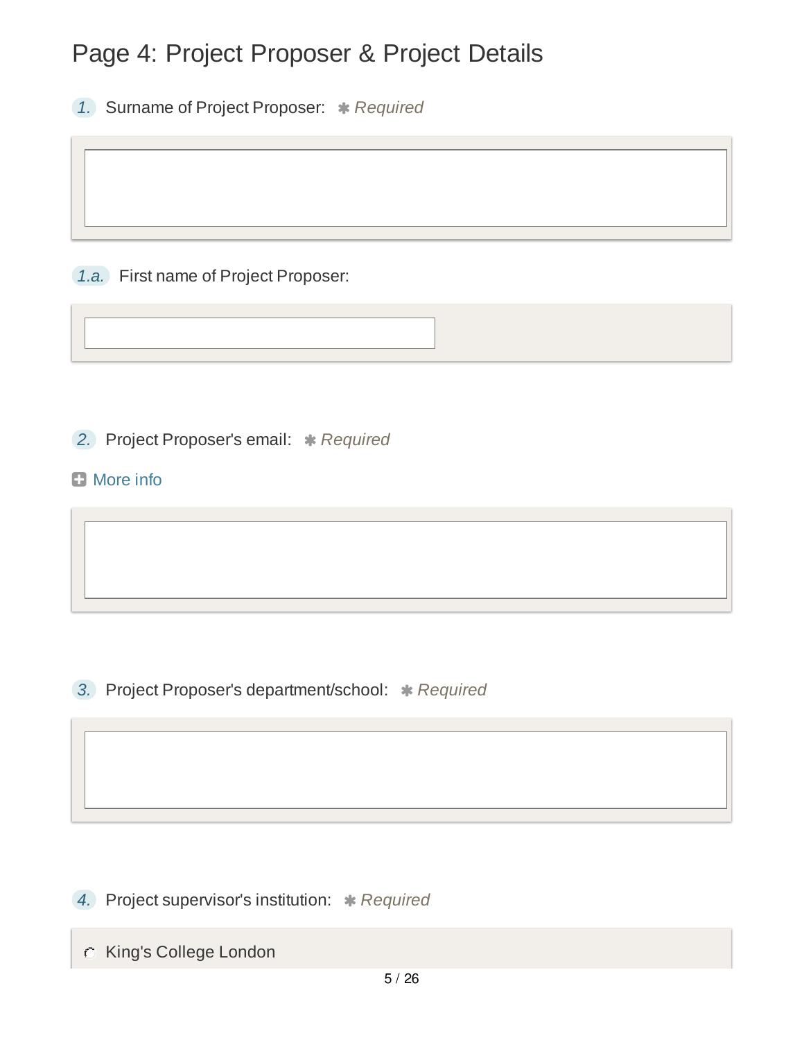# Page 4: Project Proposer & Project Details

1. Surname of Project Proposer: ✱ *Required*

1.a. First name of Project Proposer:

2. Project Proposer's email: ✱ *Required*

More info

3. Project Proposer's department/school: ✱ *Required*

4. Project supervisor's institution: ✱ *Required*

- King's College London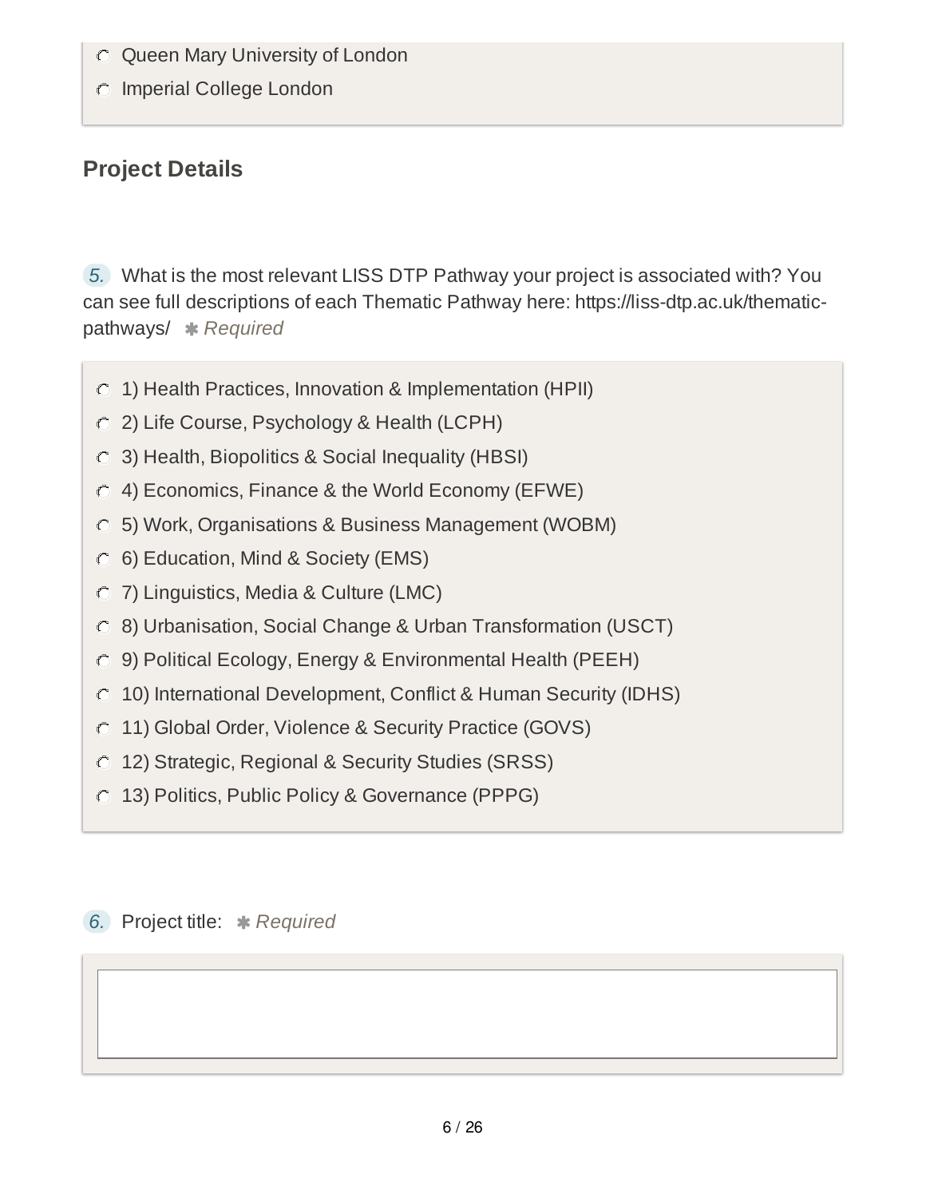- Queen Mary University of London
- Imperial College London

## Project Details

5. What is the most relevant LISS DTP Pathway your project is associated with? You can see full descriptions of each Thematic Pathway here: https://liss-dtp.ac.uk/thematic-pathways/ ✱ *Required*

- 1) Health Practices, Innovation & Implementation (HPII)
- 2) Life Course, Psychology & Health (LCPH)
- 3) Health, Biopolitics & Social Inequality (HBSI)
- 4) Economics, Finance & the World Economy (EFWE)
- 5) Work, Organisations & Business Management (WOBM)
- 6) Education, Mind & Society (EMS)
- 7) Linguistics, Media & Culture (LMC)
- 8) Urbanisation, Social Change & Urban Transformation (USCT)
- 9) Political Ecology, Energy & Environmental Health (PEEH)
- 10) International Development, Conflict & Human Security (IDHS)
- 11) Global Order, Violence & Security Practice (GOVS)
- 12) Strategic, Regional & Security Studies (SRSS)
- 13) Politics, Public Policy & Governance (PPPG)

6. Project title: ✱ *Required*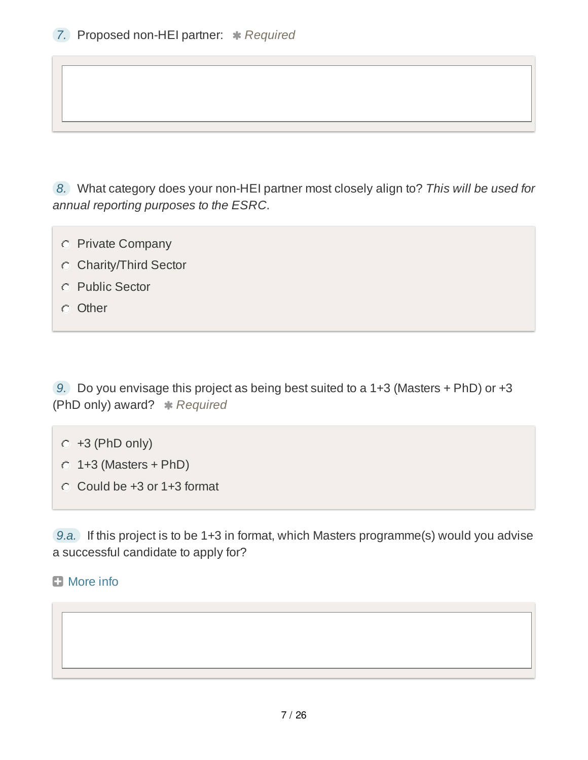7. Proposed non-HEI partner: ✱ *Required*

8. What category does your non-HEI partner most closely align to? *This will be used for annual reporting purposes to the ESRC.*

- Private Company
- Charity/Third Sector
- Public Sector
- Other

9. Do you envisage this project as being best suited to a 1+3 (Masters + PhD) or +3 (PhD only) award? ✱ *Required*

- +3 (PhD only)
- 1+3 (Masters + PhD)
- Could be +3 or 1+3 format

9.a. If this project is to be 1+3 in format, which Masters programme(s) would you advise a successful candidate to apply for?

More info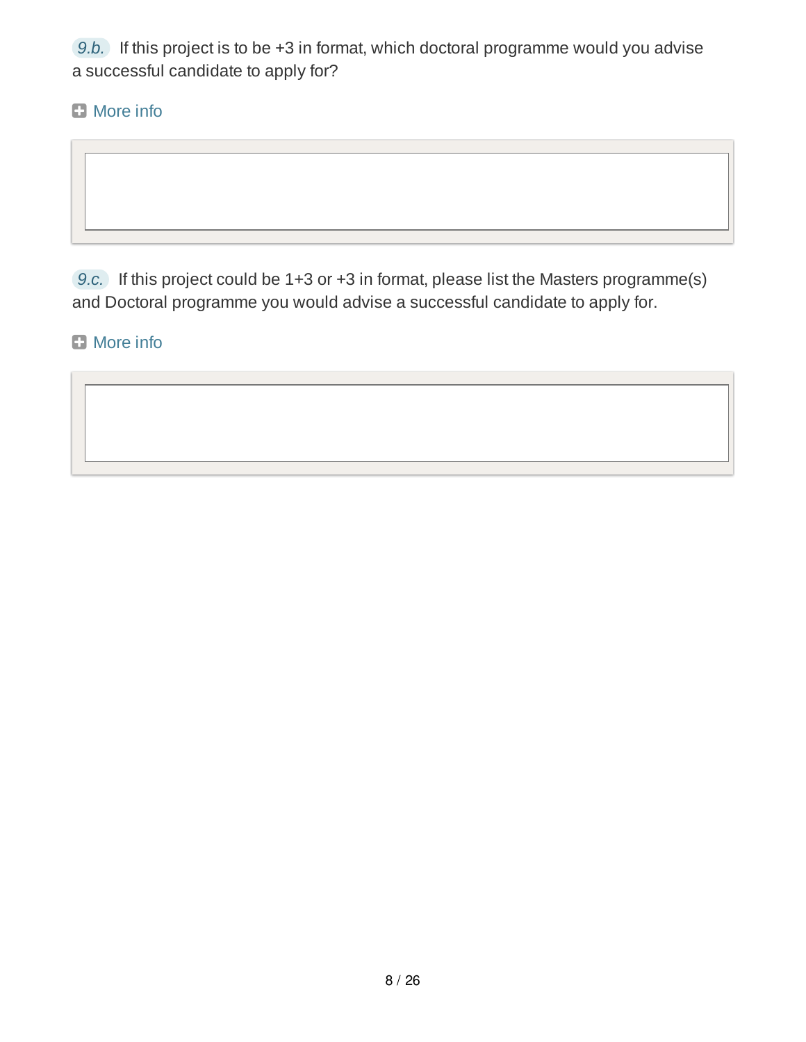*9.b.* If this project is to be +3 in format, which doctoral programme would you advise a successful candidate to apply for?

More info

*9.c.* If this project could be 1+3 or +3 in format, please list the Masters programme(s) and Doctoral programme you would advise a successful candidate to apply for.

More info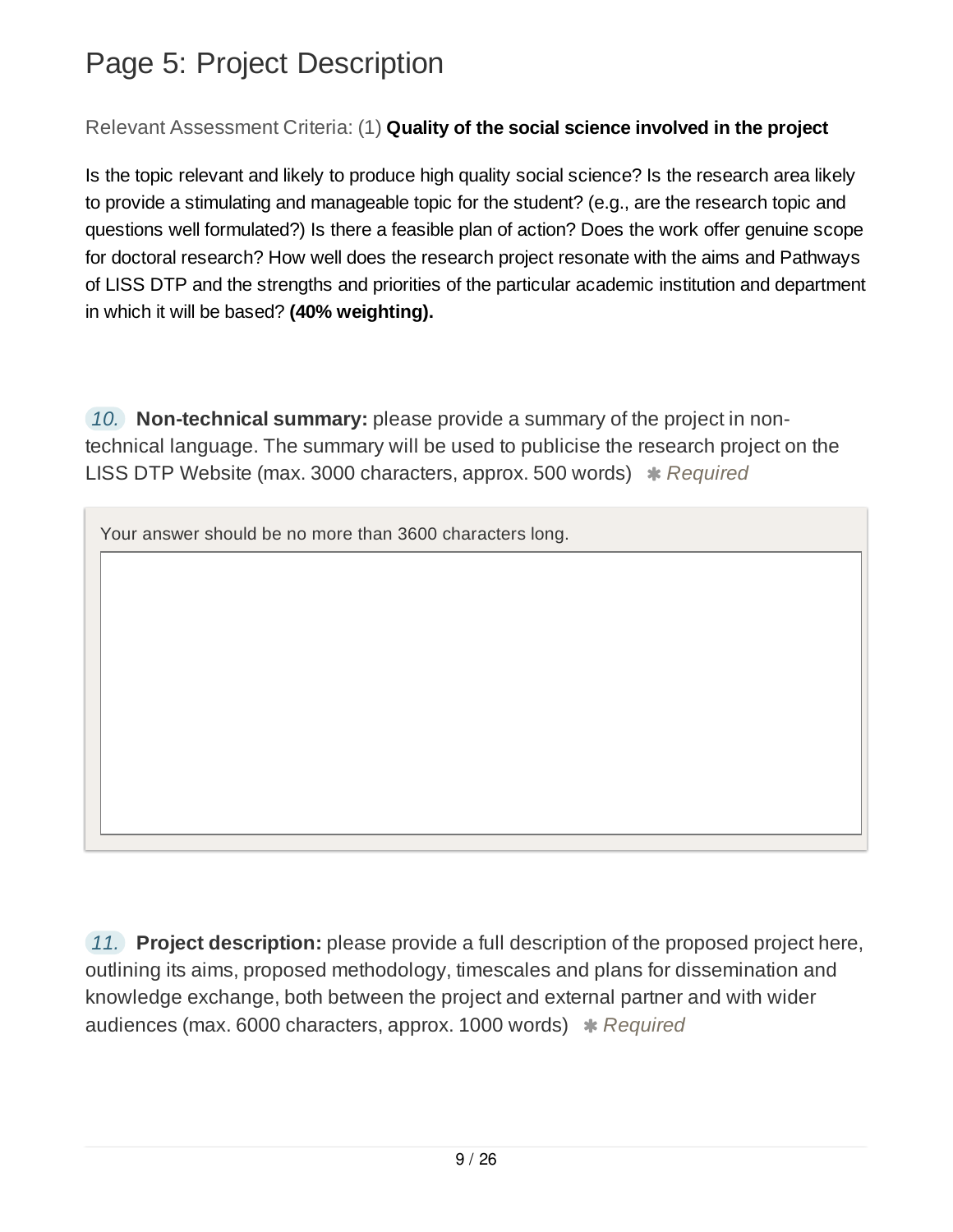# Page 5: Project Description

Relevant Assessment Criteria: (1) **Quality of the social science involved in the project**

Is the topic relevant and likely to produce high quality social science? Is the research area likely to provide a stimulating and manageable topic for the student? (e.g., are the research topic and questions well formulated?) Is there a feasible plan of action? Does the work offer genuine scope for doctoral research? How well does the research project resonate with the aims and Pathways of LISS DTP and the strengths and priorities of the particular academic institution and department in which it will be based? **(40% weighting).**

*10.* **Non-technical summary:** please provide a summary of the project in non-technical language. The summary will be used to publicise the research project on the LISS DTP Website (max. 3000 characters, approx. 500 words) ✱ *Required*

Your answer should be no more than 3600 characters long.

*11.* **Project description:** please provide a full description of the proposed project here, outlining its aims, proposed methodology, timescales and plans for dissemination and knowledge exchange, both between the project and external partner and with wider audiences (max. 6000 characters, approx. 1000 words) ✱ *Required*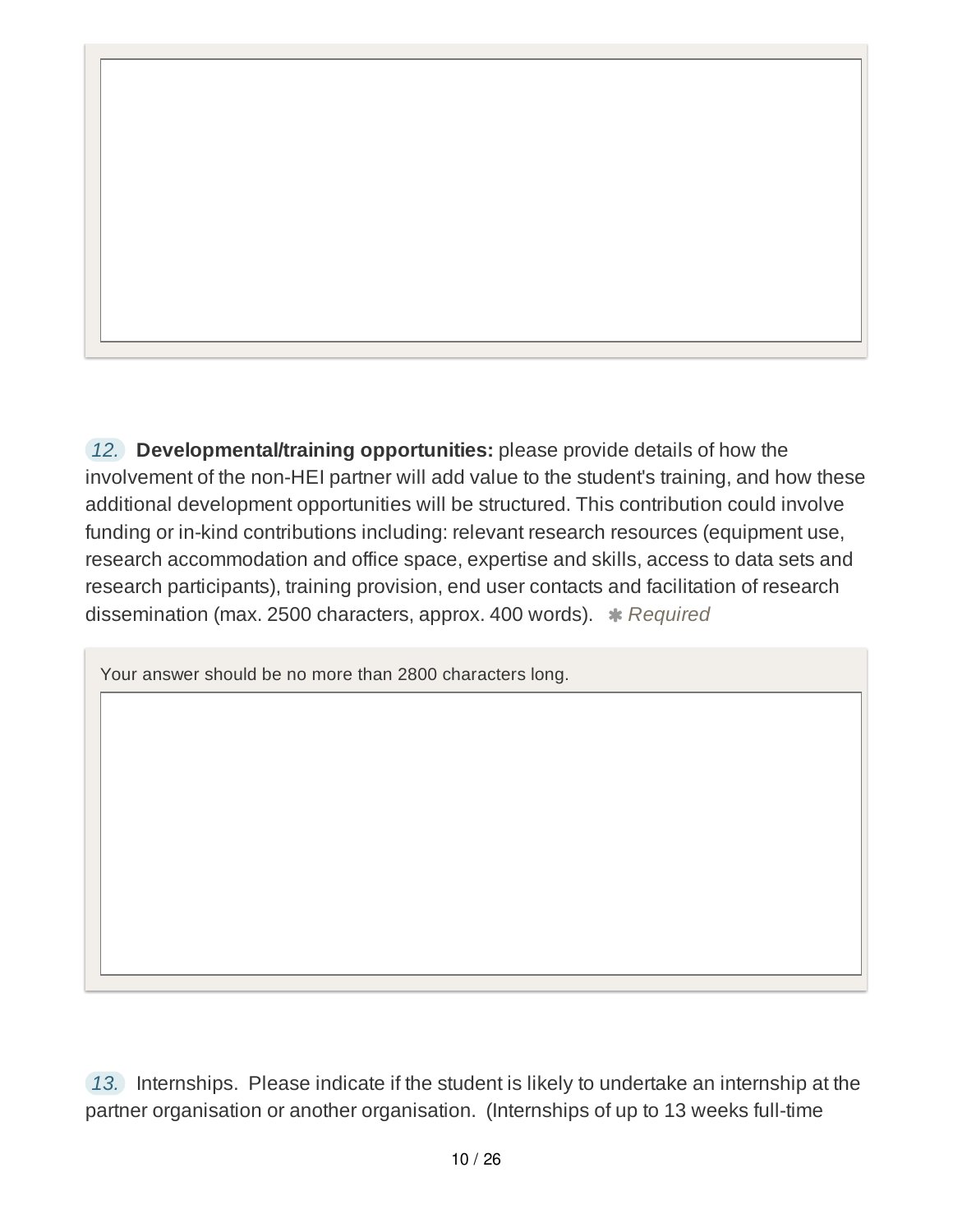12. **Developmental/training opportunities:** please provide details of how the involvement of the non-HEI partner will add value to the student's training, and how these additional development opportunities will be structured. This contribution could involve funding or in-kind contributions including: relevant research resources (equipment use, research accommodation and office space, expertise and skills, access to data sets and research participants), training provision, end user contacts and facilitation of research dissemination (max. 2500 characters, approx. 400 words). ✱ *Required*

Your answer should be no more than 2800 characters long.

13. Internships. Please indicate if the student is likely to undertake an internship at the partner organisation or another organisation. (Internships of up to 13 weeks full-time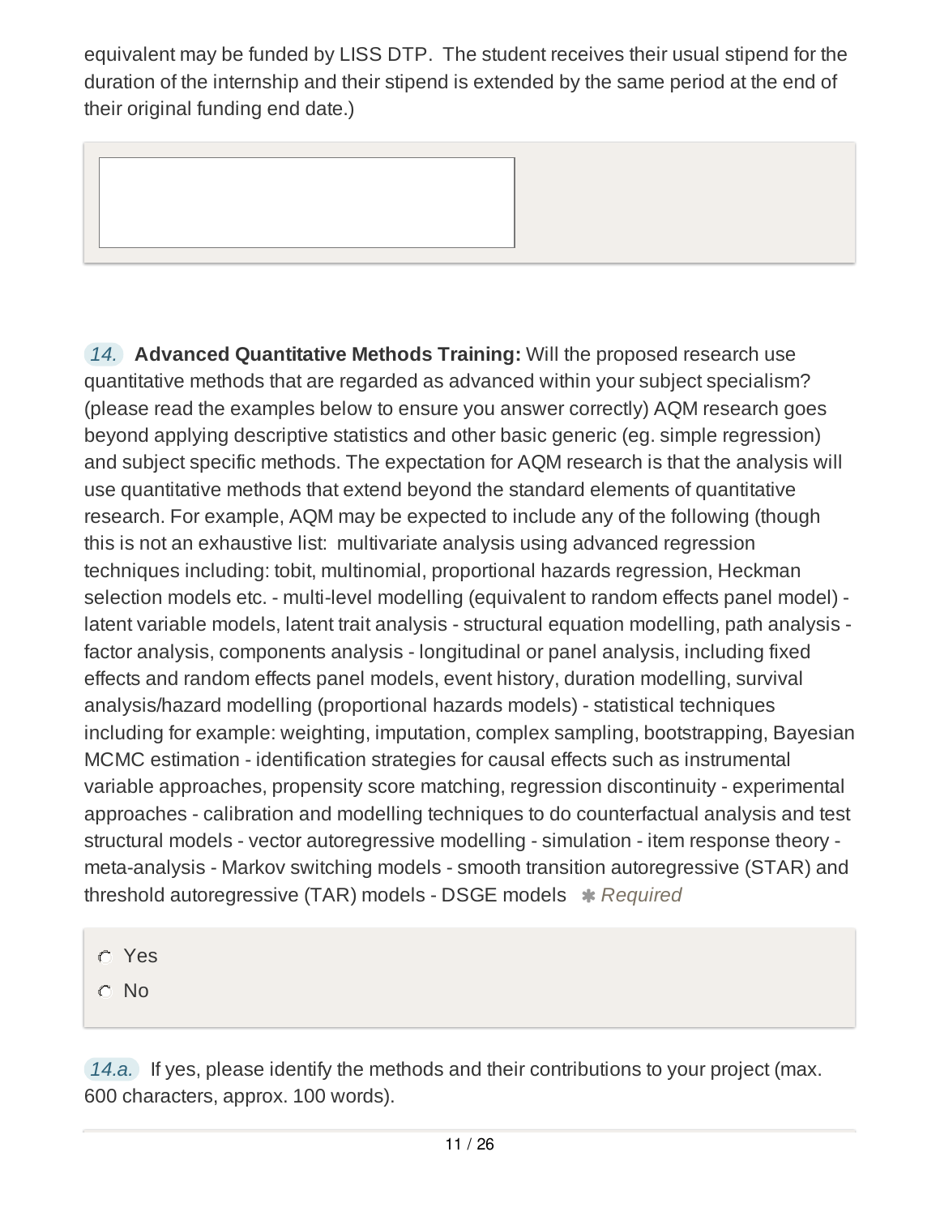equivalent may be funded by LISS DTP. The student receives their usual stipend for the duration of the internship and their stipend is extended by the same period at the end of their original funding end date.)

*14.* **Advanced Quantitative Methods Training:** Will the proposed research use quantitative methods that are regarded as advanced within your subject specialism? (please read the examples below to ensure you answer correctly) AQM research goes beyond applying descriptive statistics and other basic generic (eg. simple regression) and subject specific methods. The expectation for AQM research is that the analysis will use quantitative methods that extend beyond the standard elements of quantitative research. For example, AQM may be expected to include any of the following (though this is not an exhaustive list: multivariate analysis using advanced regression techniques including: tobit, multinomial, proportional hazards regression, Heckman selection models etc. - multi-level modelling (equivalent to random effects panel model) - latent variable models, latent trait analysis - structural equation modelling, path analysis - factor analysis, components analysis - longitudinal or panel analysis, including fixed effects and random effects panel models, event history, duration modelling, survival analysis/hazard modelling (proportional hazards models) - statistical techniques including for example: weighting, imputation, complex sampling, bootstrapping, Bayesian MCMC estimation - identification strategies for causal effects such as instrumental variable approaches, propensity score matching, regression discontinuity - experimental approaches - calibration and modelling techniques to do counterfactual analysis and test structural models - vector autoregressive modelling - simulation - item response theory - meta-analysis - Markov switching models - smooth transition autoregressive (STAR) and threshold autoregressive (TAR) models - DSGE models *✱ Required*

- Yes
- No

*14.a.* If yes, please identify the methods and their contributions to your project (max. 600 characters, approx. 100 words).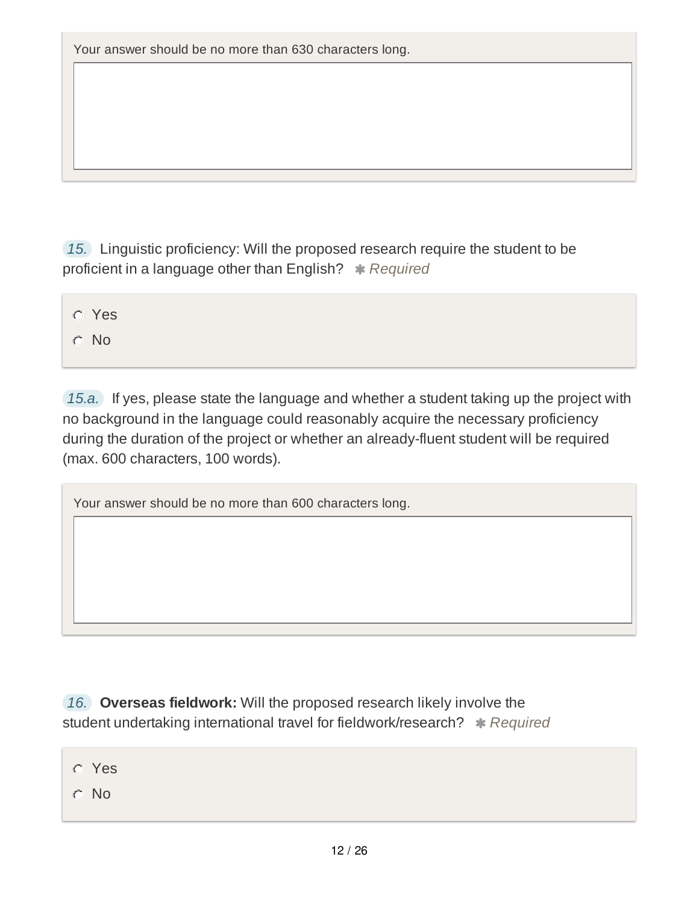Your answer should be no more than 630 characters long.

---

**15.** Linguistic proficiency: Will the proposed research require the student to be proficient in a language other than English? *Required*

- ○ Yes
- ○ No

**15.a.** If yes, please state the language and whether a student taking up the project with no background in the language could reasonably acquire the necessary proficiency during the duration of the project or whether an already-fluent student will be required (max. 600 characters, 100 words).

Your answer should be no more than 600 characters long.

---

**16.** **Overseas fieldwork:** Will the proposed research likely involve the student undertaking international travel for fieldwork/research? *Required*

- ○ Yes
- ○ No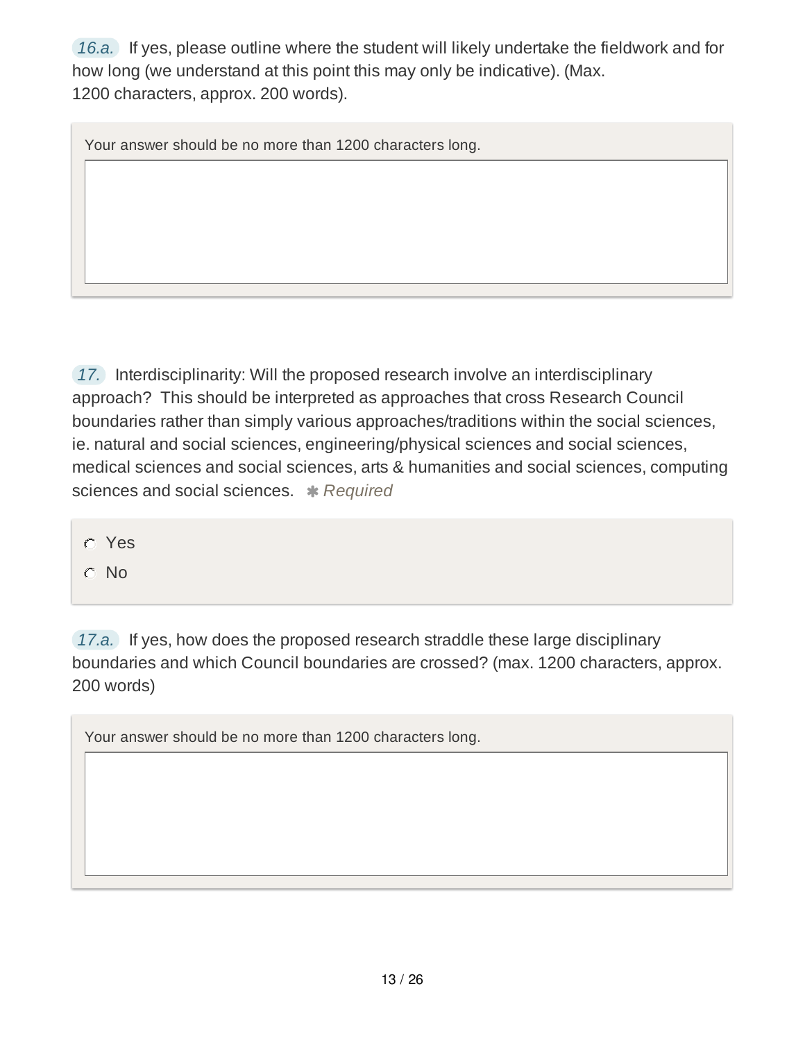16.a. If yes, please outline where the student will likely undertake the fieldwork and for how long (we understand at this point this may only be indicative). (Max. 1200 characters, approx. 200 words).

Your answer should be no more than 1200 characters long.

17. Interdisciplinarity: Will the proposed research involve an interdisciplinary approach? This should be interpreted as approaches that cross Research Council boundaries rather than simply various approaches/traditions within the social sciences, ie. natural and social sciences, engineering/physical sciences and social sciences, medical sciences and social sciences, arts & humanities and social sciences, computing sciences and social sciences. ✱ *Required*

- Yes
- No

17.a. If yes, how does the proposed research straddle these large disciplinary boundaries and which Council boundaries are crossed? (max. 1200 characters, approx. 200 words)

Your answer should be no more than 1200 characters long.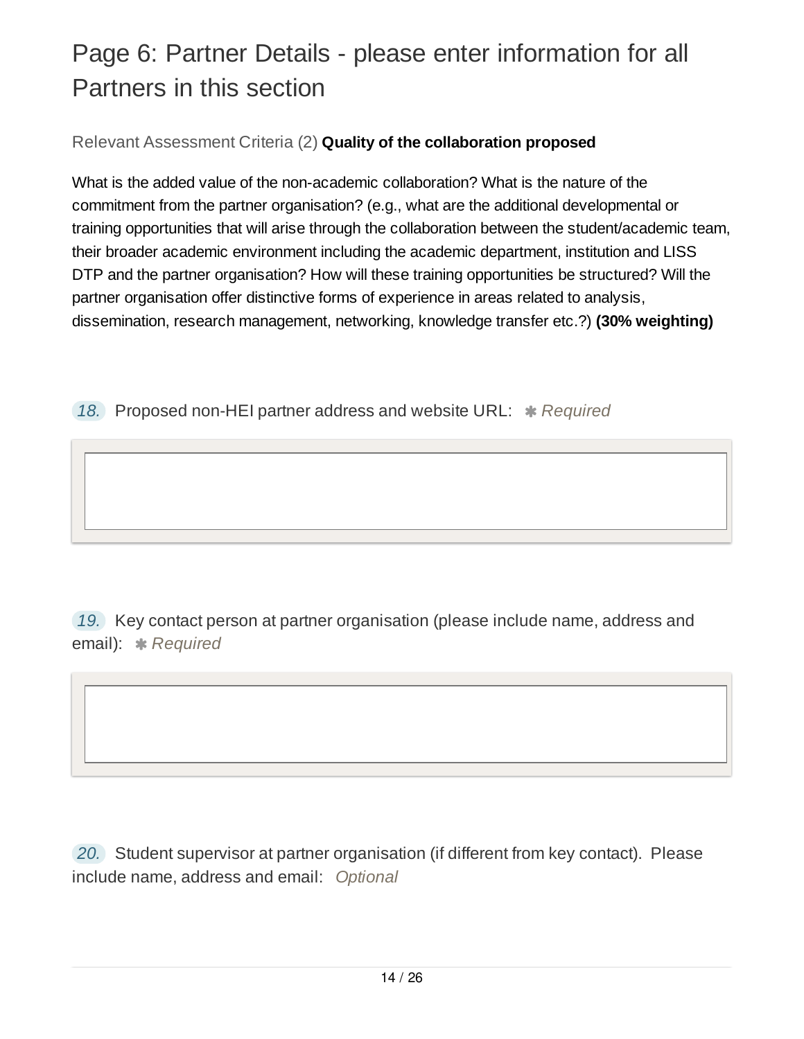# Page 6: Partner Details - please enter information for all Partners in this section

Relevant Assessment Criteria (2) **Quality of the collaboration proposed**

What is the added value of the non-academic collaboration? What is the nature of the commitment from the partner organisation? (e.g., what are the additional developmental or training opportunities that will arise through the collaboration between the student/academic team, their broader academic environment including the academic department, institution and LISS DTP and the partner organisation? How will these training opportunities be structured? Will the partner organisation offer distinctive forms of experience in areas related to analysis, dissemination, research management, networking, knowledge transfer etc.?) **(30% weighting)**

*18.* Proposed non-HEI partner address and website URL: ✱ *Required*

*19.* Key contact person at partner organisation (please include name, address and email): ✱ *Required*

*20.* Student supervisor at partner organisation (if different from key contact). Please include name, address and email: *Optional*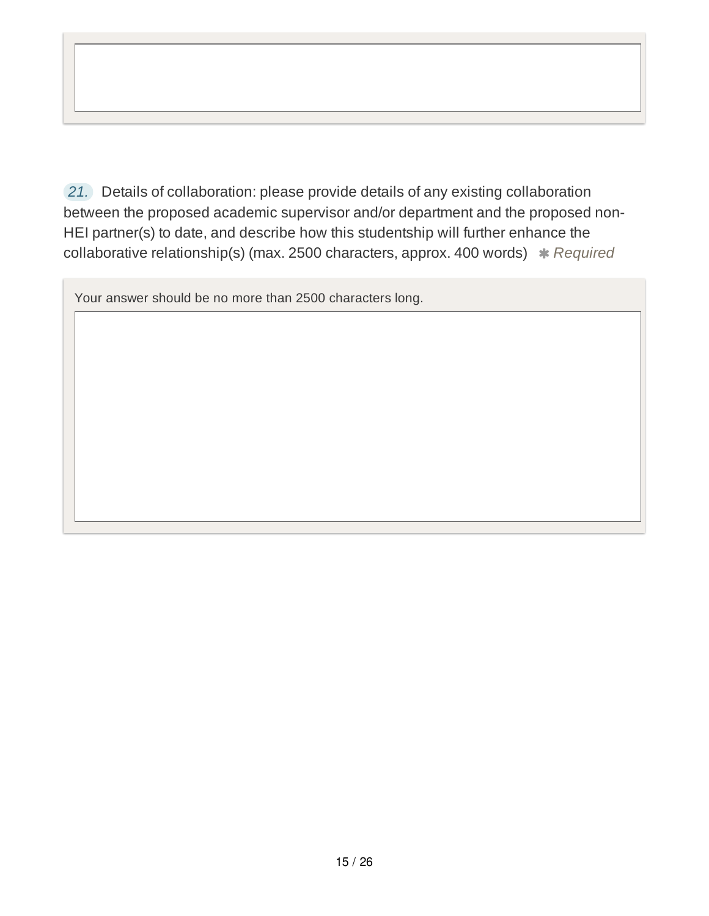21. Details of collaboration: please provide details of any existing collaboration between the proposed academic supervisor and/or department and the proposed non-HEI partner(s) to date, and describe how this studentship will further enhance the collaborative relationship(s) (max. 2500 characters, approx. 400 words) ✱ *Required*

Your answer should be no more than 2500 characters long.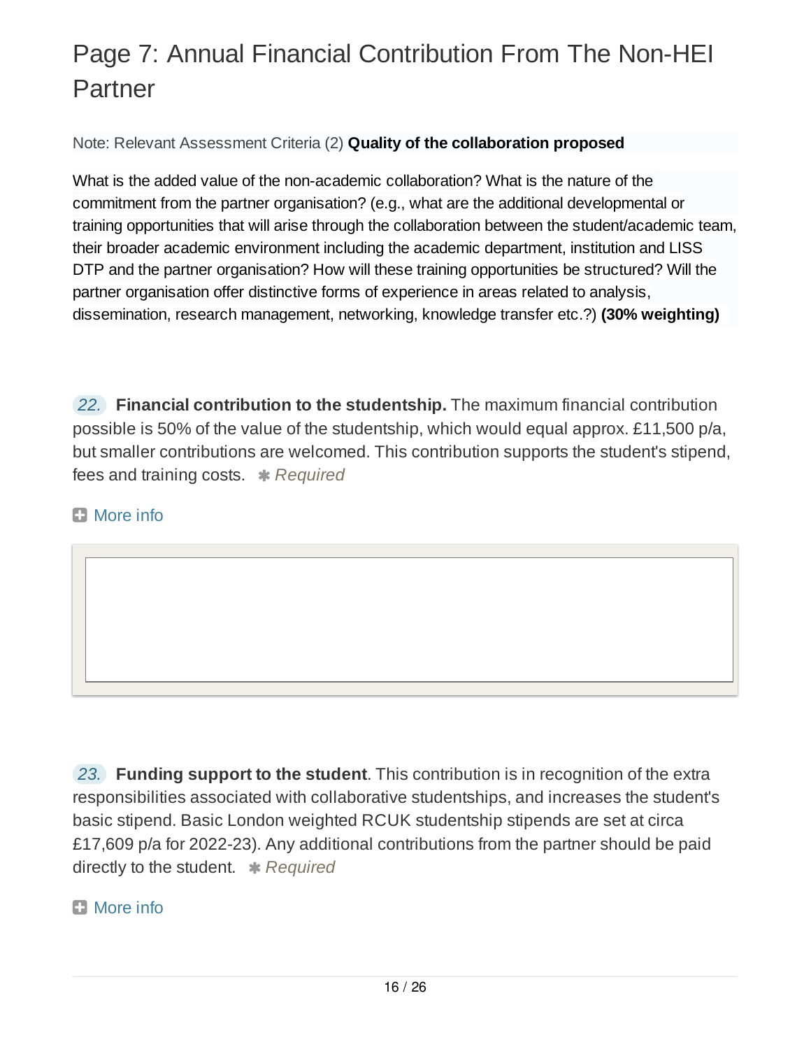# Page 7: Annual Financial Contribution From The Non-HEI Partner

Note: Relevant Assessment Criteria (2) **Quality of the collaboration proposed**

What is the added value of the non-academic collaboration? What is the nature of the commitment from the partner organisation? (e.g., what are the additional developmental or training opportunities that will arise through the collaboration between the student/academic team, their broader academic environment including the academic department, institution and LISS DTP and the partner organisation? How will these training opportunities be structured? Will the partner organisation offer distinctive forms of experience in areas related to analysis, dissemination, research management, networking, knowledge transfer etc.?) **(30% weighting)**

*22.* **Financial contribution to the studentship.** The maximum financial contribution possible is 50% of the value of the studentship, which would equal approx. £11,500 p/a, but smaller contributions are welcomed. This contribution supports the student's stipend, fees and training costs. ✱ *Required*

More info

*23.* **Funding support to the student**. This contribution is in recognition of the extra responsibilities associated with collaborative studentships, and increases the student's basic stipend. Basic London weighted RCUK studentship stipends are set at circa £17,609 p/a for 2022-23). Any additional contributions from the partner should be paid directly to the student. ✱ *Required*

More info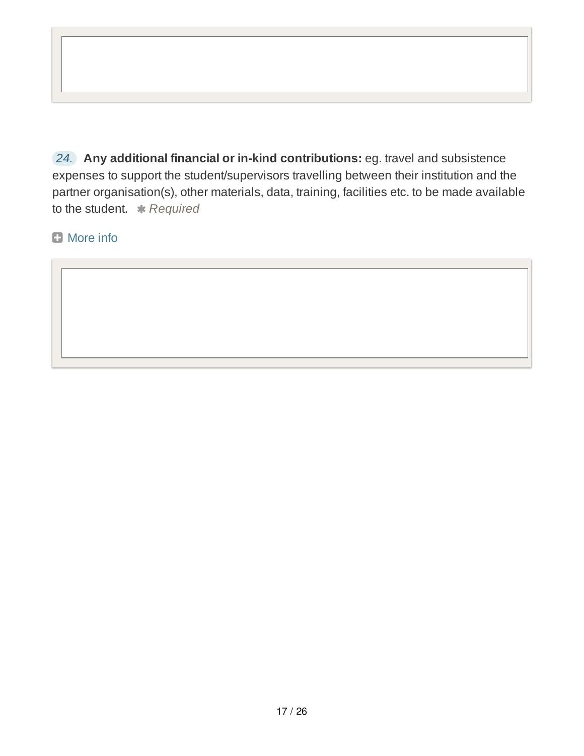24. **Any additional financial or in-kind contributions:** eg. travel and subsistence expenses to support the student/supervisors travelling between their institution and the partner organisation(s), other materials, data, training, facilities etc. to be made available to the student. ✱ *Required*

More info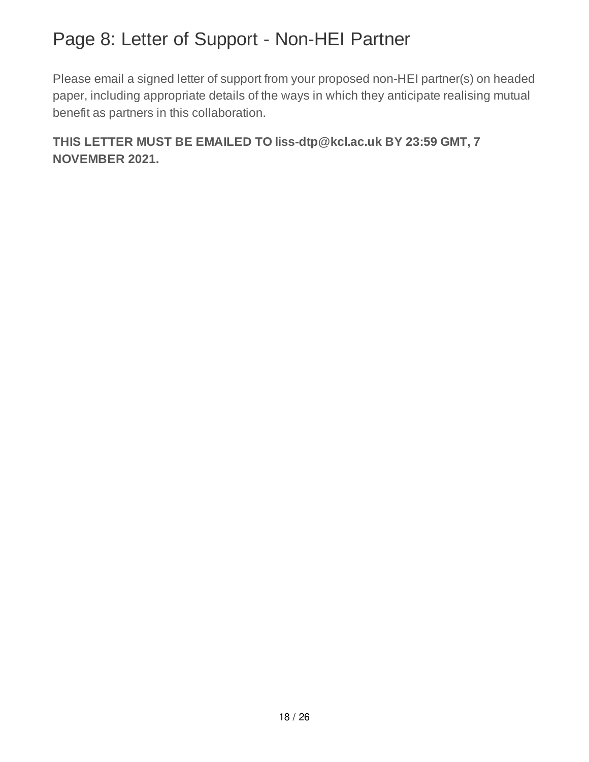# Page 8: Letter of Support - Non-HEI Partner

Please email a signed letter of support from your proposed non-HEI partner(s) on headed paper, including appropriate details of the ways in which they anticipate realising mutual benefit as partners in this collaboration.

**THIS LETTER MUST BE EMAILED TO liss-dtp@kcl.ac.uk BY 23:59 GMT, 7 NOVEMBER 2021.**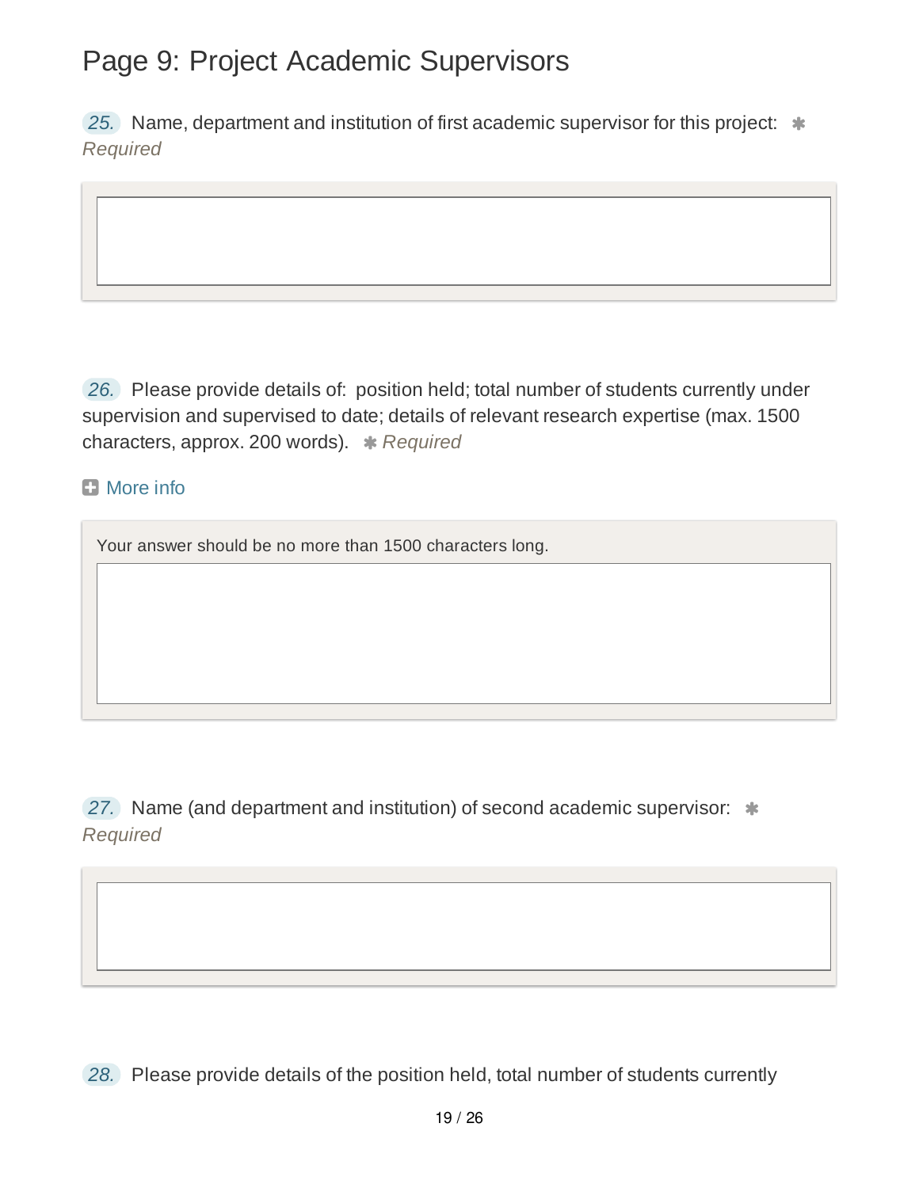# Page 9: Project Academic Supervisors

*25.* Name, department and institution of first academic supervisor for this project: ✱ *Required*

*26.* Please provide details of: position held; total number of students currently under supervision and supervised to date; details of relevant research expertise (max. 1500 characters, approx. 200 words). ✱ *Required*

More info

Your answer should be no more than 1500 characters long.

*27.* Name (and department and institution) of second academic supervisor: ✱ *Required*

*28.* Please provide details of the position held, total number of students currently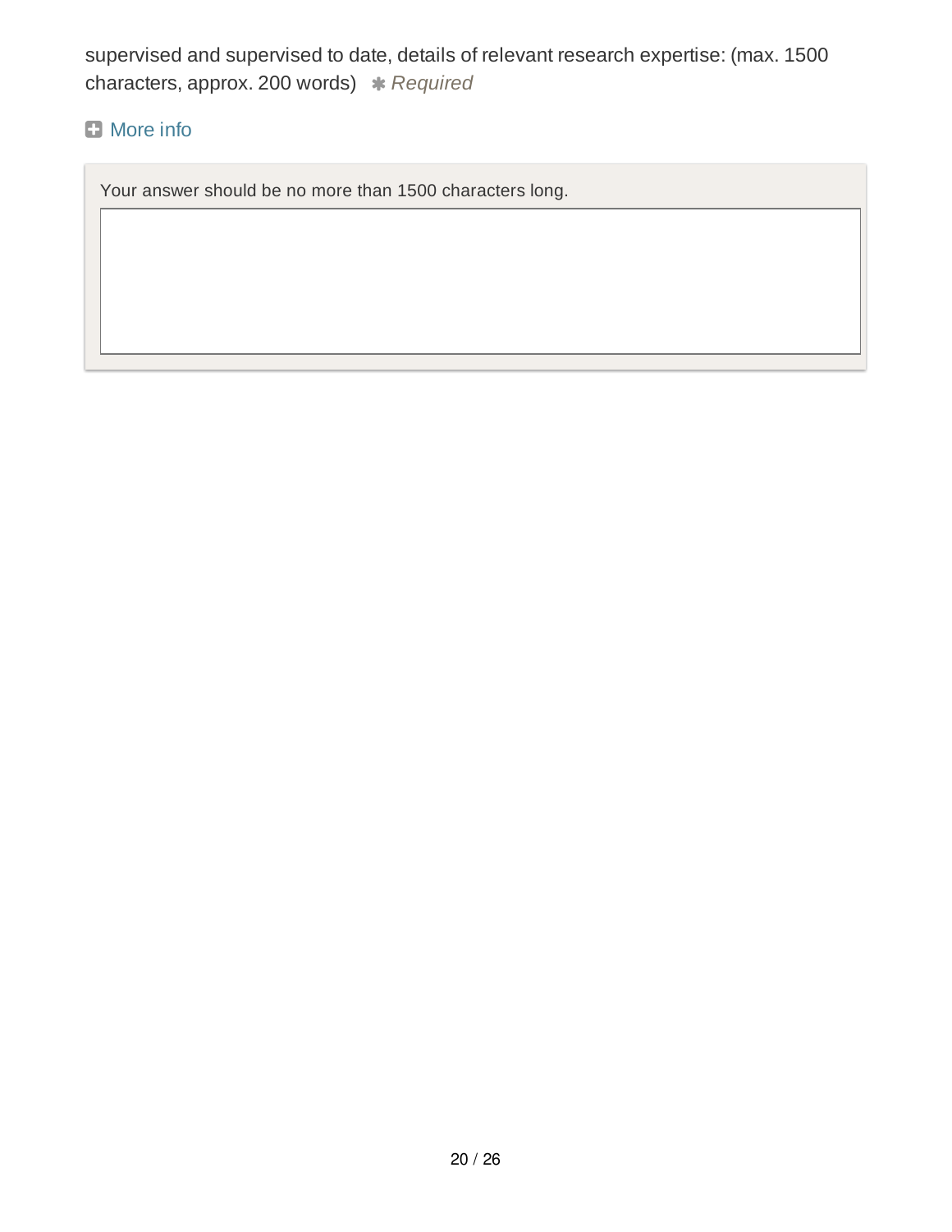supervised and supervised to date, details of relevant research expertise: (max. 1500 characters, approx. 200 words) ✱ *Required*

More info

Your answer should be no more than 1500 characters long.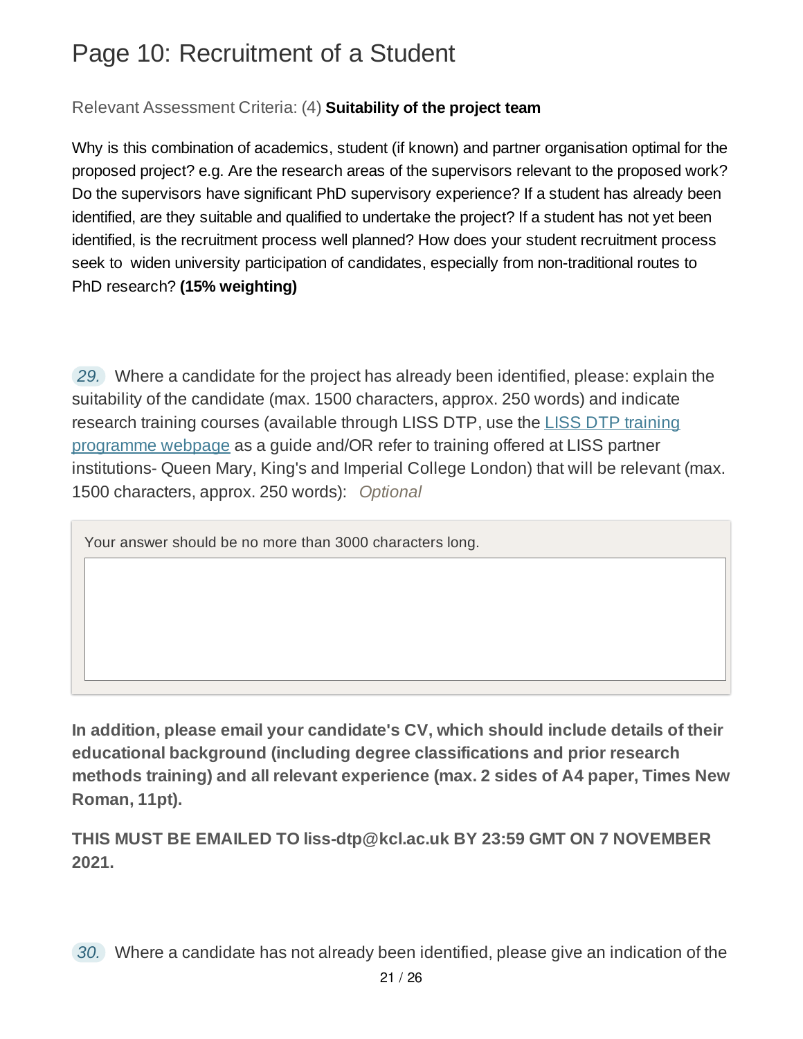# Page 10: Recruitment of a Student

Relevant Assessment Criteria: (4) **Suitability of the project team**

Why is this combination of academics, student (if known) and partner organisation optimal for the proposed project? e.g. Are the research areas of the supervisors relevant to the proposed work? Do the supervisors have significant PhD supervisory experience? If a student has already been identified, are they suitable and qualified to undertake the project? If a student has not yet been identified, is the recruitment process well planned? How does your student recruitment process seek to widen university participation of candidates, especially from non-traditional routes to PhD research? **(15% weighting)**

*29.* Where a candidate for the project has already been identified, please: explain the suitability of the candidate (max. 1500 characters, approx. 250 words) and indicate research training courses (available through LISS DTP, use the [LISS DTP training programme webpage]() as a guide and/OR refer to training offered at LISS partner institutions- Queen Mary, King's and Imperial College London) that will be relevant (max. 1500 characters, approx. 250 words): *Optional*

Your answer should be no more than 3000 characters long.

**In addition, please email your candidate's CV, which should include details of their educational background (including degree classifications and prior research methods training) and all relevant experience (max. 2 sides of A4 paper, Times New Roman, 11pt).**

**THIS MUST BE EMAILED TO liss-dtp@kcl.ac.uk BY 23:59 GMT ON 7 NOVEMBER 2021.**

*30.* Where a candidate has not already been identified, please give an indication of the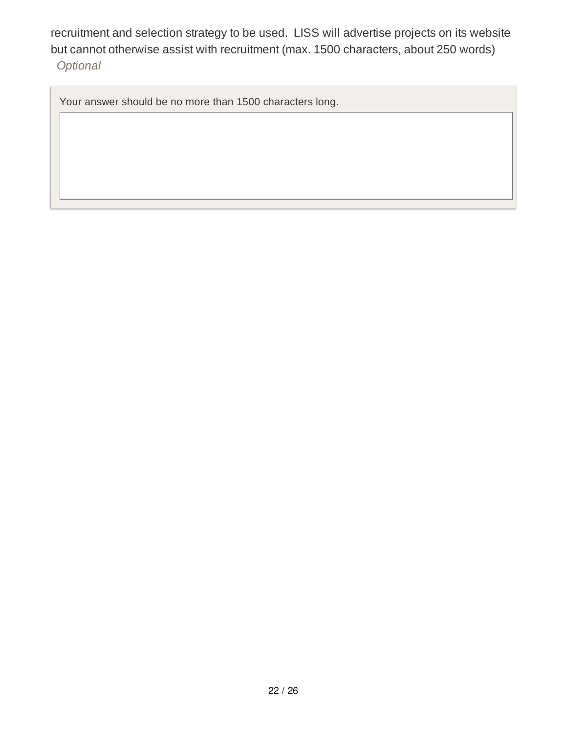recruitment and selection strategy to be used. LISS will advertise projects on its website but cannot otherwise assist with recruitment (max. 1500 characters, about 250 words)
*Optional*

Your answer should be no more than 1500 characters long.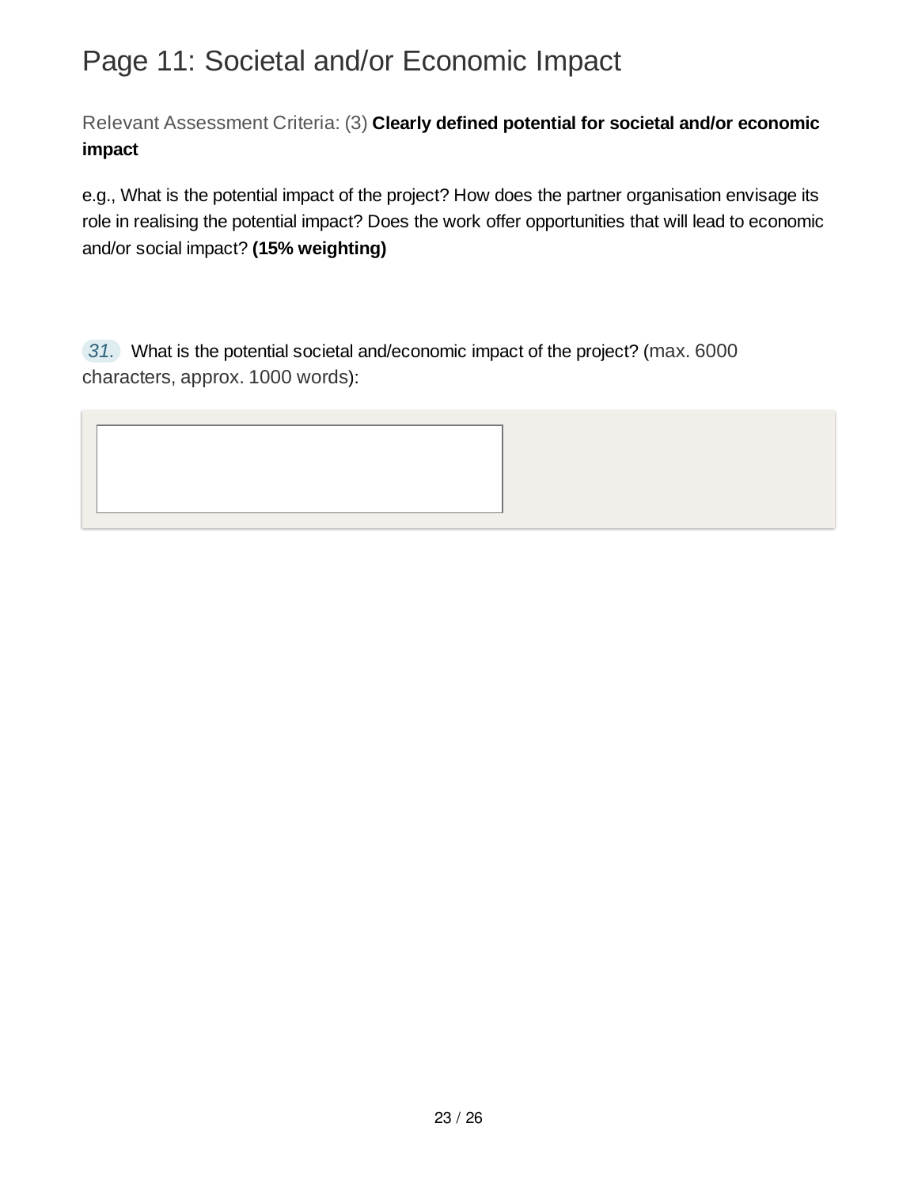# Page 11: Societal and/or Economic Impact

Relevant Assessment Criteria: (3) **Clearly defined potential for societal and/or economic impact**

e.g., What is the potential impact of the project? How does the partner organisation envisage its role in realising the potential impact? Does the work offer opportunities that will lead to economic and/or social impact? **(15% weighting)**

*31.* What is the potential societal and/economic impact of the project? (max. 6000 characters, approx. 1000 words):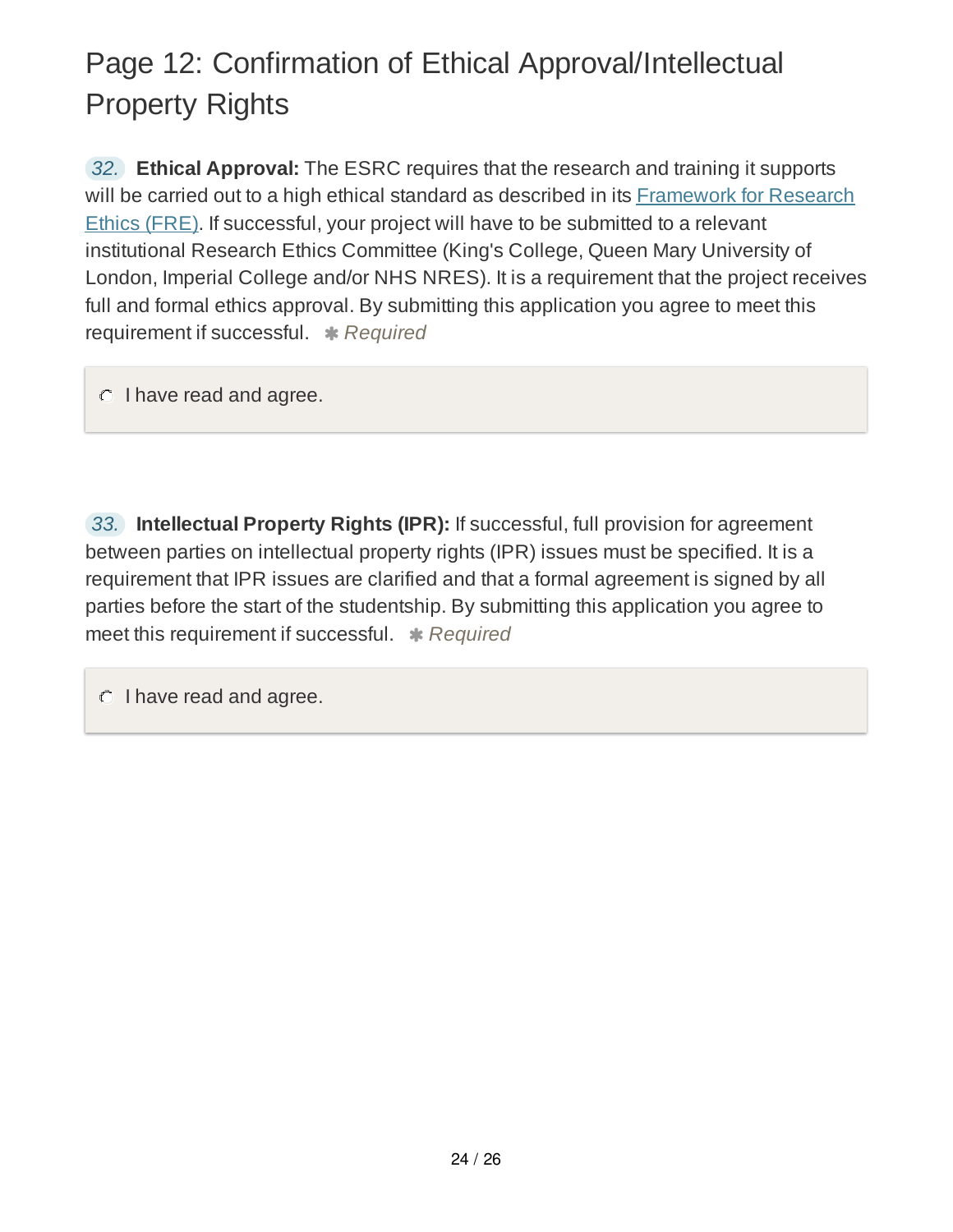# Page 12: Confirmation of Ethical Approval/Intellectual Property Rights

*32.* **Ethical Approval:** The ESRC requires that the research and training it supports will be carried out to a high ethical standard as described in its [Framework for Research Ethics (FRE)](). If successful, your project will have to be submitted to a relevant institutional Research Ethics Committee (King's College, Queen Mary University of London, Imperial College and/or NHS NRES). It is a requirement that the project receives full and formal ethics approval. By submitting this application you agree to meet this requirement if successful. ✱ *Required*

- ○ I have read and agree.

*33.* **Intellectual Property Rights (IPR):** If successful, full provision for agreement between parties on intellectual property rights (IPR) issues must be specified. It is a requirement that IPR issues are clarified and that a formal agreement is signed by all parties before the start of the studentship. By submitting this application you agree to meet this requirement if successful. ✱ *Required*

- ○ I have read and agree.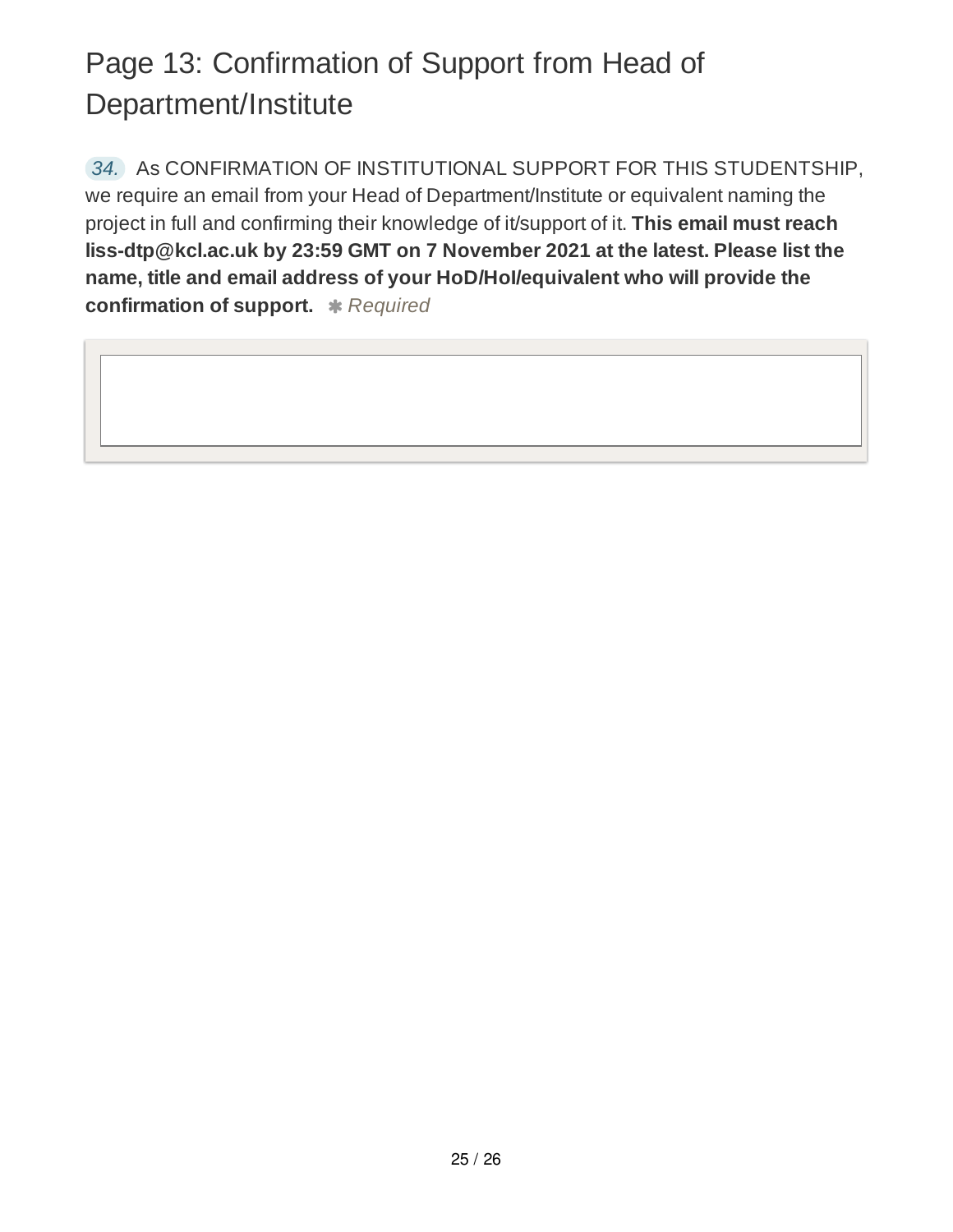# Page 13: Confirmation of Support from Head of Department/Institute

*34.* As CONFIRMATION OF INSTITUTIONAL SUPPORT FOR THIS STUDENTSHIP, we require an email from your Head of Department/Institute or equivalent naming the project in full and confirming their knowledge of it/support of it. **This email must reach liss-dtp@kcl.ac.uk by 23:59 GMT on 7 November 2021 at the latest. Please list the name, title and email address of your HoD/HoI/equivalent who will provide the confirmation of support.** ✱ *Required*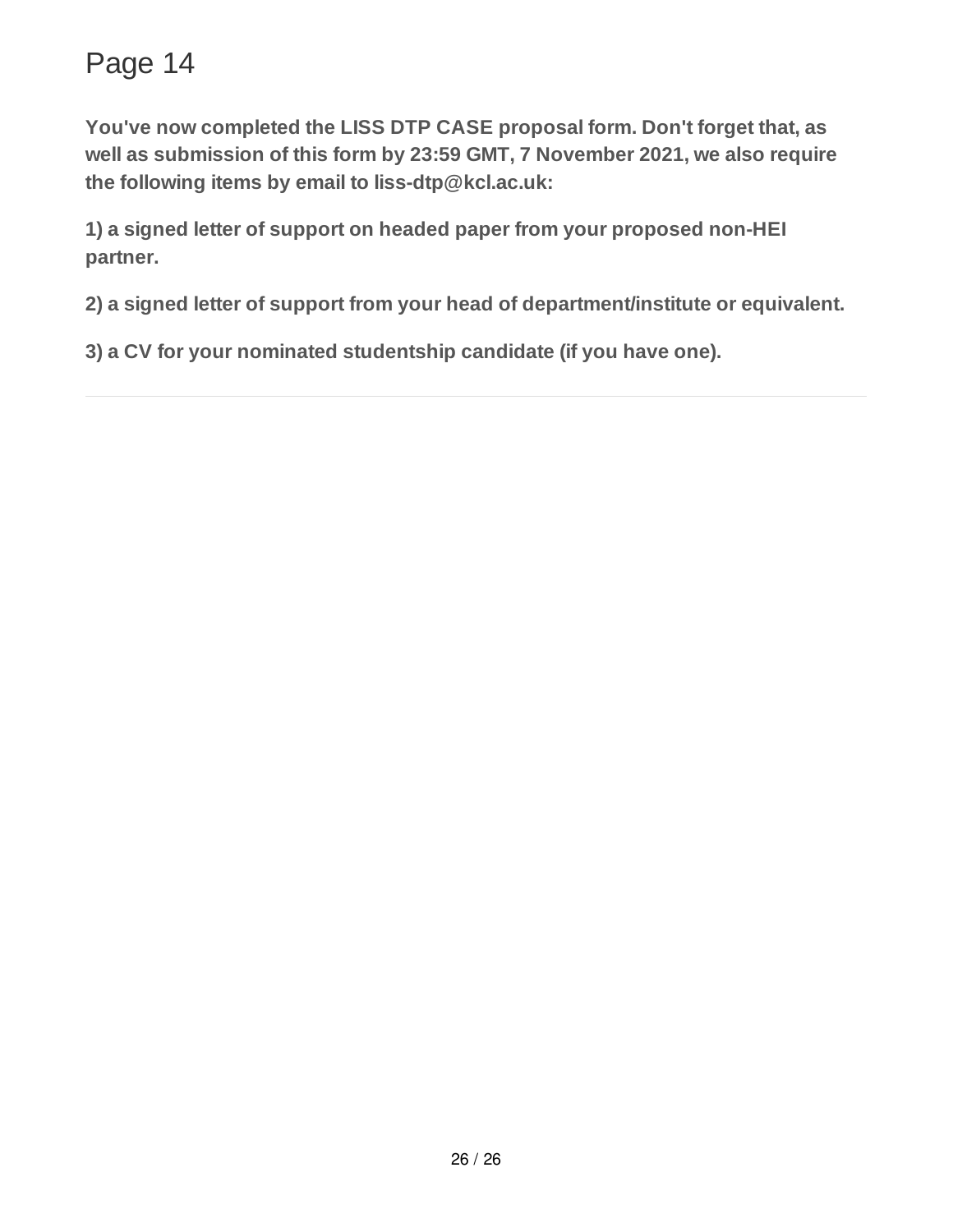# Page 14

**You've now completed the LISS DTP CASE proposal form. Don't forget that, as well as submission of this form by 23:59 GMT, 7 November 2021, we also require the following items by email to liss-dtp@kcl.ac.uk:**

**1) a signed letter of support on headed paper from your proposed non-HEI partner.**

**2) a signed letter of support from your head of department/institute or equivalent.**

**3) a CV for your nominated studentship candidate (if you have one).**